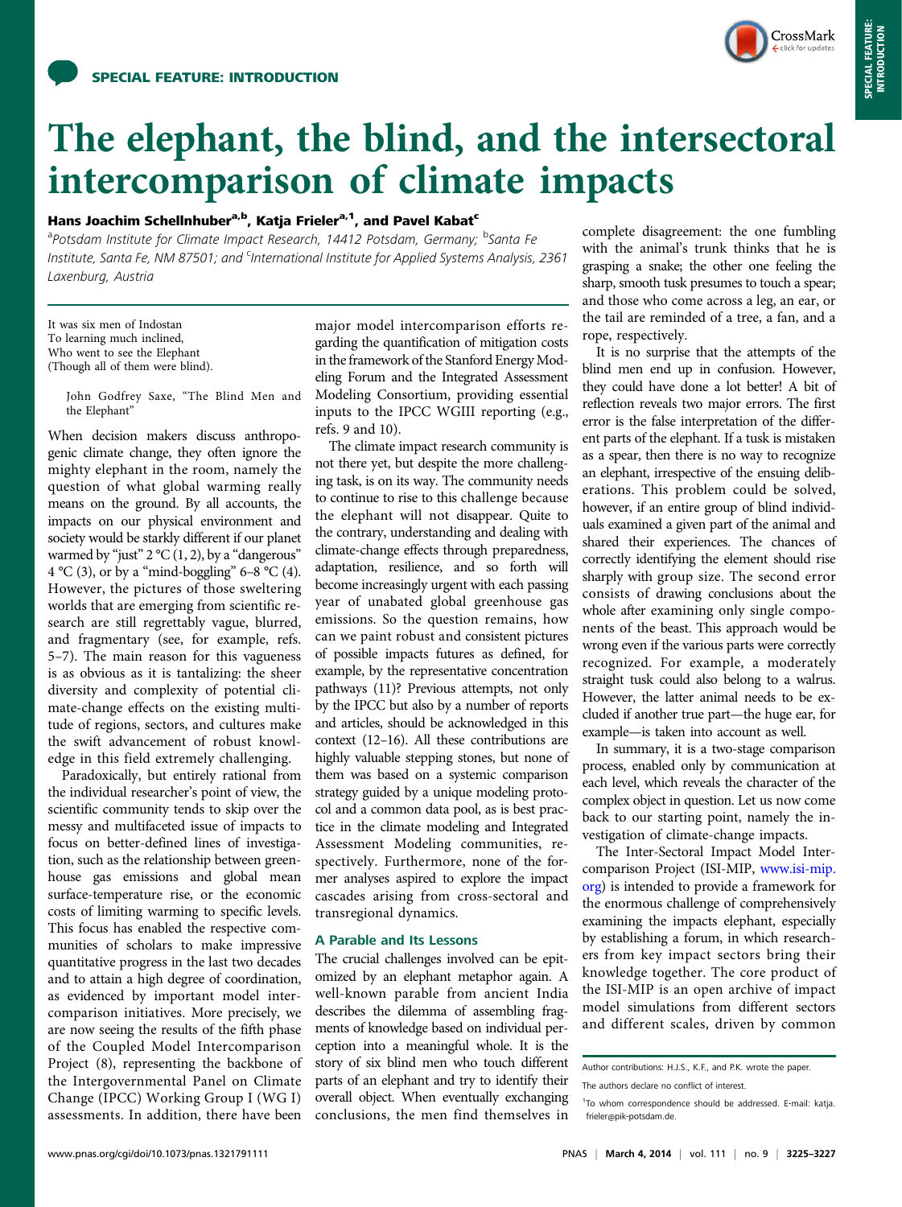SPECIAL FEATURE: INTRODUCTION

# The elephant, the blind, and the intersectoral intercomparison of climate impacts

**Hans Joachim Schellnhuber[a,b], Katja Frieler[a,1], and Pavel Kabat[c]**

[a]Potsdam Institute for Climate Impact Research, 14412 Potsdam, Germany; [b]Santa Fe Institute, Santa Fe, NM 87501; and [c]International Institute for Applied Systems Analysis, 2361 Laxenburg, Austria

It was six men of Indostan
To learning much inclined,
Who went to see the Elephant
(Though all of them were blind).

John Godfrey Saxe, "The Blind Men and the Elephant"

When decision makers discuss anthropogenic climate change, they often ignore the mighty elephant in the room, namely the question of what global warming really means on the ground. By all accounts, the impacts on our physical environment and society would be starkly different if our planet warmed by "just" 2 °C (1, 2), by a "dangerous" 4 °C (3), or by a "mind-boggling" 6–8 °C (4). However, the pictures of those sweltering worlds that are emerging from scientific research are still regrettably vague, blurred, and fragmentary (see, for example, refs. 5–7). The main reason for this vagueness is as obvious as it is tantalizing: the sheer diversity and complexity of potential climate-change effects on the existing multitude of regions, sectors, and cultures make the swift advancement of robust knowledge in this field extremely challenging.

Paradoxically, but entirely rational from the individual researcher's point of view, the scientific community tends to skip over the messy and multifaceted issue of impacts to focus on better-defined lines of investigation, such as the relationship between greenhouse gas emissions and global mean surface-temperature rise, or the economic costs of limiting warming to specific levels. This focus has enabled the respective communities of scholars to make impressive quantitative progress in the last two decades and to attain a high degree of coordination, as evidenced by important model intercomparison initiatives. More precisely, we are now seeing the results of the fifth phase of the Coupled Model Intercomparison Project (8), representing the backbone of the Intergovernmental Panel on Climate Change (IPCC) Working Group I (WG I) assessments. In addition, there have been major model intercomparison efforts regarding the quantification of mitigation costs in the framework of the Stanford Energy Modeling Forum and the Integrated Assessment Modeling Consortium, providing essential inputs to the IPCC WGIII reporting (e.g., refs. 9 and 10).

The climate impact research community is not there yet, but despite the more challenging task, is on its way. The community needs to continue to rise to this challenge because the elephant will not disappear. Quite to the contrary, understanding and dealing with climate-change effects through preparedness, adaptation, resilience, and so forth will become increasingly urgent with each passing year of unabated global greenhouse gas emissions. So the question remains, how can we paint robust and consistent pictures of possible impacts futures as defined, for example, by the representative concentration pathways (11)? Previous attempts, not only by the IPCC but also by a number of reports and articles, should be acknowledged in this context (12–16). All these contributions are highly valuable stepping stones, but none of them was based on a systemic comparison strategy guided by a unique modeling protocol and a common data pool, as is best practice in the climate modeling and Integrated Assessment Modeling communities, respectively. Furthermore, none of the former analyses aspired to explore the impact cascades arising from cross-sectoral and transregional dynamics.

## A Parable and Its Lessons

The crucial challenges involved can be epitomized by an elephant metaphor again. A well-known parable from ancient India describes the dilemma of assembling fragments of knowledge based on individual perception into a meaningful whole. It is the story of six blind men who touch different parts of an elephant and try to identify their overall object. When eventually exchanging conclusions, the men find themselves in complete disagreement: the one fumbling with the animal's trunk thinks that he is grasping a snake; the other one feeling the sharp, smooth tusk presumes to touch a spear; and those who come across a leg, an ear, or the tail are reminded of a tree, a fan, and a rope, respectively.

It is no surprise that the attempts of the blind men end up in confusion. However, they could have done a lot better! A bit of reflection reveals two major errors. The first error is the false interpretation of the different parts of the elephant. If a tusk is mistaken as a spear, then there is no way to recognize an elephant, irrespective of the ensuing deliberations. This problem could be solved, however, if an entire group of blind individuals examined a given part of the animal and shared their experiences. The chances of correctly identifying the element should rise sharply with group size. The second error consists of drawing conclusions about the whole after examining only single components of the beast. This approach would be wrong even if the various parts were correctly recognized. For example, a moderately straight tusk could also belong to a walrus. However, the latter animal needs to be excluded if another true part—the huge ear, for example—is taken into account as well.

In summary, it is a two-stage comparison process, enabled only by communication at each level, which reveals the character of the complex object in question. Let us now come back to our starting point, namely the investigation of climate-change impacts.

The Inter-Sectoral Impact Model Intercomparison Project (ISI-MIP, www.isi-mip.org) is intended to provide a framework for the enormous challenge of comprehensively examining the impacts elephant, especially by establishing a forum, in which researchers from key impact sectors bring their knowledge together. The core product of the ISI-MIP is an open archive of impact model simulations from different sectors and different scales, driven by common

Author contributions: H.J.S., K.F., and P.K. wrote the paper.

The authors declare no conflict of interest.

[1]To whom correspondence should be addressed. E-mail: katja.frieler@pik-potsdam.de.

www.pnas.org/cgi/doi/10.1073/pnas.1321791111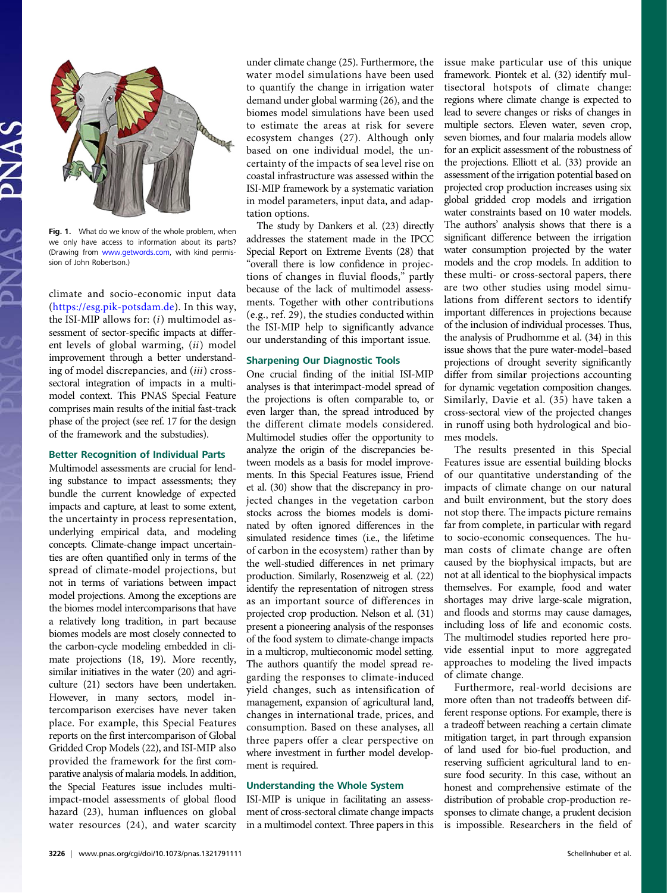Fig. 1. What do we know of the whole problem, when we only have access to information about its parts? (Drawing from www.getwords.com, with kind permission of John Robertson.)

climate and socio-economic input data (https://esg.pik-potsdam.de). In this way, the ISI-MIP allows for: (*i*) multimodel assessment of sector-specific impacts at different levels of global warming, (*ii*) model improvement through a better understanding of model discrepancies, and (*iii*) cross-sectoral integration of impacts in a multimodel context. This PNAS Special Feature comprises main results of the initial fast-track phase of the project (see ref. 17 for the design of the framework and the substudies).

## Better Recognition of Individual Parts

Multimodel assessments are crucial for lending substance to impact assessments; they bundle the current knowledge of expected impacts and capture, at least to some extent, the uncertainty in process representation, underlying empirical data, and modeling concepts. Climate-change impact uncertainties are often quantified only in terms of the spread of climate-model projections, but not in terms of variations between impact model projections. Among the exceptions are the biomes model intercomparisons that have a relatively long tradition, in part because biomes models are most closely connected to the carbon-cycle modeling embedded in climate projections (18, 19). More recently, similar initiatives in the water (20) and agriculture (21) sectors have been undertaken. However, in many sectors, model intercomparison exercises have never taken place. For example, this Special Features reports on the first intercomparison of Global Gridded Crop Models (22), and ISI-MIP also provided the framework for the first comparative analysis of malaria models. In addition, the Special Features issue includes multi-impact-model assessments of global flood hazard (23), human influences on global water resources (24), and water scarcity under climate change (25). Furthermore, the water model simulations have been used to quantify the change in irrigation water demand under global warming (26), and the biomes model simulations have been used to estimate the areas at risk for severe ecosystem changes (27). Although only based on one individual model, the uncertainty of the impacts of sea level rise on coastal infrastructure was assessed within the ISI-MIP framework by a systematic variation in model parameters, input data, and adaptation options.

The study by Dankers et al. (23) directly addresses the statement made in the IPCC Special Report on Extreme Events (28) that "overall there is low confidence in projections of changes in fluvial floods," partly because of the lack of multimodel assessments. Together with other contributions (e.g., ref. 29), the studies conducted within the ISI-MIP help to significantly advance our understanding of this important issue.

## Sharpening Our Diagnostic Tools

One crucial finding of the initial ISI-MIP analyses is that interimpact-model spread of the projections is often comparable to, or even larger than, the spread introduced by the different climate models considered. Multimodel studies offer the opportunity to analyze the origin of the discrepancies between models as a basis for model improvements. In this Special Features issue, Friend et al. (30) show that the discrepancy in projected changes in the vegetation carbon stocks across the biomes models is dominated by often ignored differences in the simulated residence times (i.e., the lifetime of carbon in the ecosystem) rather than by the well-studied differences in net primary production. Similarly, Rosenzweig et al. (22) identify the representation of nitrogen stress as an important source of differences in projected crop production. Nelson et al. (31) present a pioneering analysis of the responses of the food system to climate-change impacts in a multicrop, multieconomic model setting. The authors quantify the model spread regarding the responses to climate-induced yield changes, such as intensification of management, expansion of agricultural land, changes in international trade, prices, and consumption. Based on these analyses, all three papers offer a clear perspective on where investment in further model development is required.

## Understanding the Whole System

ISI-MIP is unique in facilitating an assessment of cross-sectoral climate change impacts in a multimodel context. Three papers in this issue make particular use of this unique framework. Piontek et al. (32) identify multisectoral hotspots of climate change: regions where climate change is expected to lead to severe changes or risks of changes in multiple sectors. Eleven water, seven crop, seven biomes, and four malaria models allow for an explicit assessment of the robustness of the projections. Elliott et al. (33) provide an assessment of the irrigation potential based on projected crop production increases using six global gridded crop models and irrigation water constraints based on 10 water models. The authors' analysis shows that there is a significant difference between the irrigation water consumption projected by the water models and the crop models. In addition to these multi- or cross-sectoral papers, there are two other studies using model simulations from different sectors to identify important differences in projections because of the inclusion of individual processes. Thus, the analysis of Prudhomme et al. (34) in this issue shows that the pure water-model–based projections of drought severity significantly differ from similar projections accounting for dynamic vegetation composition changes. Similarly, Davie et al. (35) have taken a cross-sectoral view of the projected changes in runoff using both hydrological and biomes models.

The results presented in this Special Features issue are essential building blocks of our quantitative understanding of the impacts of climate change on our natural and built environment, but the story does not stop there. The impacts picture remains far from complete, in particular with regard to socio-economic consequences. The human costs of climate change are often caused by the biophysical impacts, but are not at all identical to the biophysical impacts themselves. For example, food and water shortages may drive large-scale migration, and floods and storms may cause damages, including loss of life and economic costs. The multimodel studies reported here provide essential input to more aggregated approaches to modeling the lived impacts of climate change.

Furthermore, real-world decisions are more often than not tradeoffs between different response options. For example, there is a tradeoff between reaching a certain climate mitigation target, in part through expansion of land used for bio-fuel production, and reserving sufficient agricultural land to ensure food security. In this case, without an honest and comprehensive estimate of the distribution of probable crop-production responses to climate change, a prudent decision is impossible. Researchers in the field of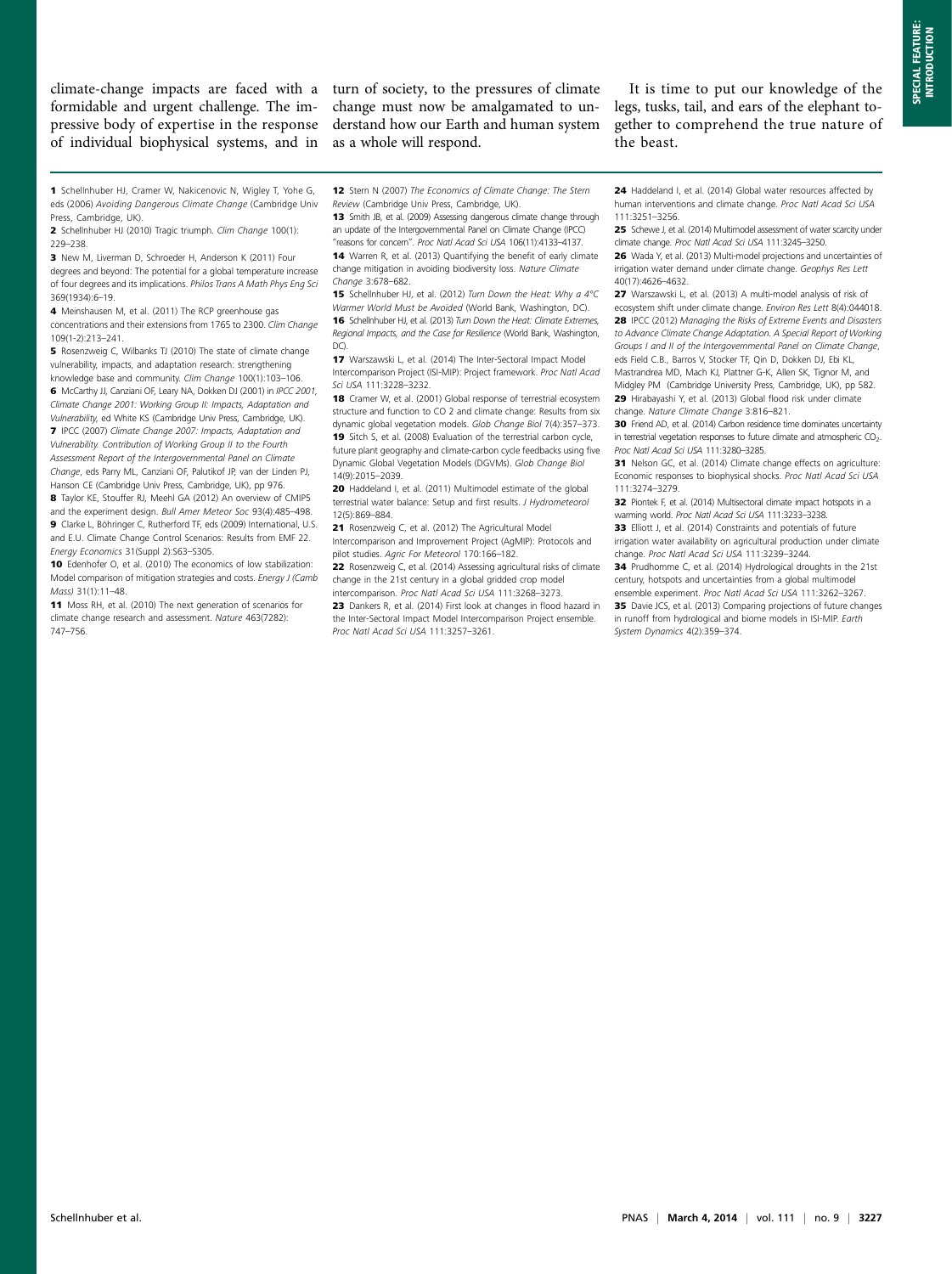climate-change impacts are faced with a formidable and urgent challenge. The impressive body of expertise in the response of individual biophysical systems, and in turn of society, to the pressures of climate change must now be amalgamated to understand how our Earth and human system as a whole will respond.

It is time to put our knowledge of the legs, tusks, tail, and ears of the elephant together to comprehend the true nature of the beast.

1 Schellnhuber HJ, Cramer W, Nakicenovic N, Wigley T, Yohe G, eds (2006) *Avoiding Dangerous Climate Change* (Cambridge Univ Press, Cambridge, UK).

2 Schellnhuber HJ (2010) Tragic triumph. *Clim Change* 100(1):229–238.

3 New M, Liverman D, Schroeder H, Anderson K (2011) Four degrees and beyond: The potential for a global temperature increase of four degrees and its implications. *Philos Trans A Math Phys Eng Sci* 369(1934):6–19.

4 Meinshausen M, et al. (2011) The RCP greenhouse gas concentrations and their extensions from 1765 to 2300. *Clim Change* 109(1-2):213–241.

5 Rosenzweig C, Wilbanks TJ (2010) The state of climate change vulnerability, impacts, and adaptation research: strengthening knowledge base and community. *Clim Change* 100(1):103–106.

6 McCarthy JJ, Canziani OF, Leary NA, Dokken DJ (2001) in *IPCC 2001, Climate Change 2001: Working Group II: Impacts, Adaptation and Vulnerability*, ed White KS (Cambridge Univ Press, Cambridge, UK).

7 IPCC (2007) *Climate Change 2007: Impacts, Adaptation and Vulnerability. Contribution of Working Group II to the Fourth Assessment Report of the Intergovernmental Panel on Climate Change*, eds Parry ML, Canziani OF, Palutikof JP, van der Linden PJ, Hanson CE (Cambridge Univ Press, Cambridge, UK), pp 976.

8 Taylor KE, Stouffer RJ, Meehl GA (2012) An overview of CMIP5 and the experiment design. *Bull Amer Meteor Soc* 93(4):485–498.

9 Clarke L, Böhringer C, Rutherford TF, eds (2009) International, U.S. and E.U. Climate Change Control Scenarios: Results from EMF 22. *Energy Economics* 31(Suppl 2):S63–S305.

10 Edenhofer O, et al. (2010) The economics of low stabilization: Model comparison of mitigation strategies and costs. *Energy J (Camb Mass)* 31(1):11–48.

11 Moss RH, et al. (2010) The next generation of scenarios for climate change research and assessment. *Nature* 463(7282):747–756.

12 Stern N (2007) *The Economics of Climate Change: The Stern Review* (Cambridge Univ Press, Cambridge, UK).

13 Smith JB, et al. (2009) Assessing dangerous climate change through an update of the Intergovernmental Panel on Climate Change (IPCC) "reasons for concern". *Proc Natl Acad Sci USA* 106(11):4133–4137.

14 Warren R, et al. (2013) Quantifying the benefit of early climate change mitigation in avoiding biodiversity loss. *Nature Climate Change* 3:678–682.

15 Schellnhuber HJ, et al. (2012) *Turn Down the Heat: Why a 4°C Warmer World Must be Avoided* (World Bank, Washington, DC).

16 Schellnhuber HJ, et al. (2013) *Turn Down the Heat: Climate Extremes, Regional Impacts, and the Case for Resilience* (World Bank, Washington, DC).

17 Warszawski L, et al. (2014) The Inter-Sectoral Impact Model Intercomparison Project (ISI-MIP): Project framework. *Proc Natl Acad Sci USA* 111:3228–3232.

18 Cramer W, et al. (2001) Global response of terrestrial ecosystem structure and function to CO 2 and climate change: Results from six dynamic global vegetation models. *Glob Change Biol* 7(4):357–373.

19 Sitch S, et al. (2008) Evaluation of the terrestrial carbon cycle, future plant geography and climate-carbon cycle feedbacks using five Dynamic Global Vegetation Models (DGVMs). *Glob Change Biol* 14(9):2015–2039.

20 Haddeland I, et al. (2011) Multimodel estimate of the global terrestrial water balance: Setup and first results. *J Hydrometeorol* 12(5):869–884.

21 Rosenzweig C, et al. (2012) The Agricultural Model Intercomparison and Improvement Project (AgMIP): Protocols and pilot studies. *Agric For Meteorol* 170:166–182.

22 Rosenzweig C, et al. (2014) Assessing agricultural risks of climate change in the 21st century in a global gridded crop model intercomparison. *Proc Natl Acad Sci USA* 111:3268–3273.

23 Dankers R, et al. (2014) First look at changes in flood hazard in the Inter-Sectoral Impact Model Intercomparison Project ensemble. *Proc Natl Acad Sci USA* 111:3257–3261.

24 Haddeland I, et al. (2014) Global water resources affected by human interventions and climate change. *Proc Natl Acad Sci USA* 111:3251–3256.

25 Schewe J, et al. (2014) Multimodel assessment of water scarcity under climate change. *Proc Natl Acad Sci USA* 111:3245–3250.

26 Wada Y, et al. (2013) Multi-model projections and uncertainties of irrigation water demand under climate change. *Geophys Res Lett* 40(17):4626–4632.

27 Warszawski L, et al. (2013) A multi-model analysis of risk of ecosystem shift under climate change. *Environ Res Lett* 8(4):044018.

28 IPCC (2012) *Managing the Risks of Extreme Events and Disasters to Advance Climate Change Adaptation. A Special Report of Working Groups I and II of the Intergovernmental Panel on Climate Change*, eds Field C.B., Barros V, Stocker TF, Qin D, Dokken DJ, Ebi KL, Mastrandrea MD, Mach KJ, Plattner G-K, Allen SK, Tignor M, and Midgley PM (Cambridge University Press, Cambridge, UK), pp 582.

29 Hirabayashi Y, et al. (2013) Global flood risk under climate change. *Nature Climate Change* 3:816–821.

30 Friend AD, et al. (2014) Carbon residence time dominates uncertainty in terrestrial vegetation responses to future climate and atmospheric $CO_2$. *Proc Natl Acad Sci USA* 111:3280–3285.

31 Nelson GC, et al. (2014) Climate change effects on agriculture: Economic responses to biophysical shocks. *Proc Natl Acad Sci USA* 111:3274–3279.

32 Piontek F, et al. (2014) Multisectoral climate impact hotspots in a warming world. *Proc Natl Acad Sci USA* 111:3233–3238.

33 Elliott J, et al. (2014) Constraints and potentials of future irrigation water availability on agricultural production under climate change. *Proc Natl Acad Sci USA* 111:3239–3244.

34 Prudhomme C, et al. (2014) Hydrological droughts in the 21st century, hotspots and uncertainties from a global multimodel ensemble experiment. *Proc Natl Acad Sci USA* 111:3262–3267.

35 Davie JCS, et al. (2013) Comparing projections of future changes in runoff from hydrological and biome models in ISI-MIP. *Earth System Dynamics* 4(2):359–374.